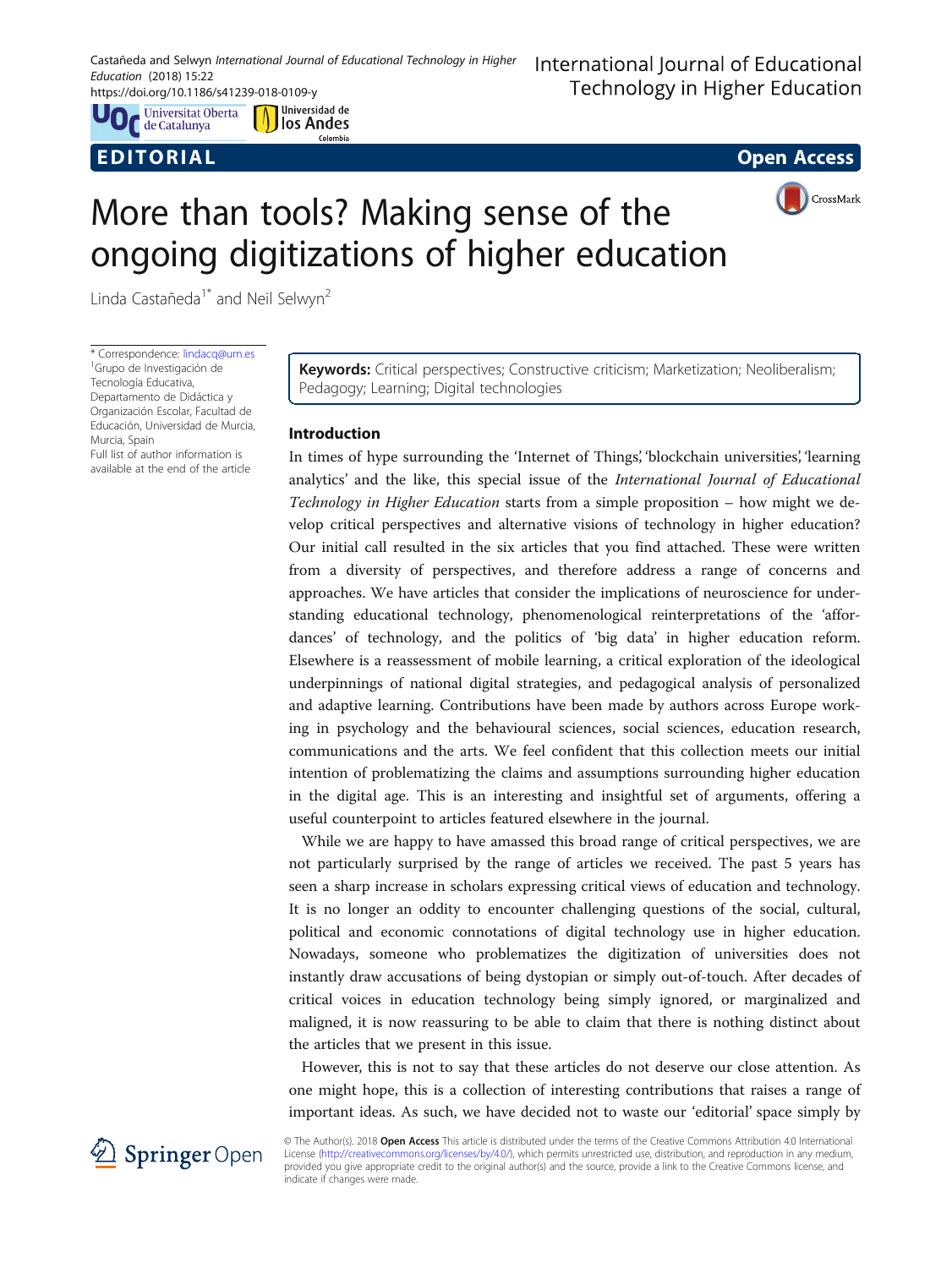EDITORIAL

Open Access

# More than tools? Making sense of the ongoing digitizations of higher education

Linda Castañeda[1]* and Neil Selwyn[2]

\* Correspondence: lindacq@um.es
[1]Grupo de Investigación de Tecnología Educativa, Departamento de Didáctica y Organización Escolar, Facultad de Educación, Universidad de Murcia, Murcia, Spain
Full list of author information is available at the end of the article

**Keywords:** Critical perspectives; Constructive criticism; Marketization; Neoliberalism; Pedagogy; Learning; Digital technologies

## Introduction

In times of hype surrounding the 'Internet of Things', 'blockchain universities', 'learning analytics' and the like, this special issue of the *International Journal of Educational Technology in Higher Education* starts from a simple proposition – how might we develop critical perspectives and alternative visions of technology in higher education? Our initial call resulted in the six articles that you find attached. These were written from a diversity of perspectives, and therefore address a range of concerns and approaches. We have articles that consider the implications of neuroscience for understanding educational technology, phenomenological reinterpretations of the 'affordances' of technology, and the politics of 'big data' in higher education reform. Elsewhere is a reassessment of mobile learning, a critical exploration of the ideological underpinnings of national digital strategies, and pedagogical analysis of personalized and adaptive learning. Contributions have been made by authors across Europe working in psychology and the behavioural sciences, social sciences, education research, communications and the arts. We feel confident that this collection meets our initial intention of problematizing the claims and assumptions surrounding higher education in the digital age. This is an interesting and insightful set of arguments, offering a useful counterpoint to articles featured elsewhere in the journal.

While we are happy to have amassed this broad range of critical perspectives, we are not particularly surprised by the range of articles we received. The past 5 years has seen a sharp increase in scholars expressing critical views of education and technology. It is no longer an oddity to encounter challenging questions of the social, cultural, political and economic connotations of digital technology use in higher education. Nowadays, someone who problematizes the digitization of universities does not instantly draw accusations of being dystopian or simply out-of-touch. After decades of critical voices in education technology being simply ignored, or marginalized and maligned, it is now reassuring to be able to claim that there is nothing distinct about the articles that we present in this issue.

However, this is not to say that these articles do not deserve our close attention. As one might hope, this is a collection of interesting contributions that raises a range of important ideas. As such, we have decided not to waste our 'editorial' space simply by

© The Author(s). 2018 **Open Access** This article is distributed under the terms of the Creative Commons Attribution 4.0 International License (http://creativecommons.org/licenses/by/4.0/), which permits unrestricted use, distribution, and reproduction in any medium, provided you give appropriate credit to the original author(s) and the source, provide a link to the Creative Commons license, and indicate if changes were made.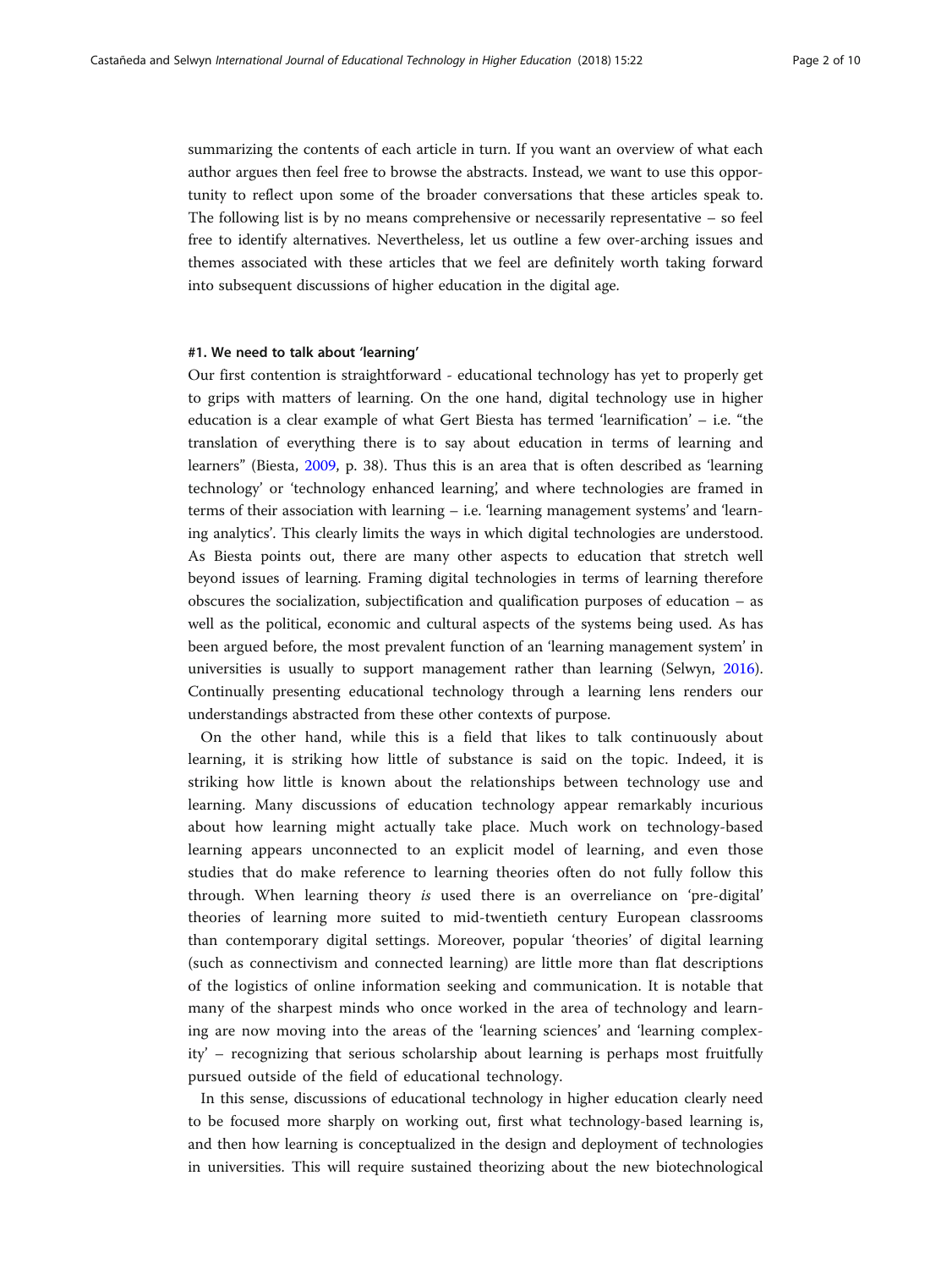summarizing the contents of each article in turn. If you want an overview of what each author argues then feel free to browse the abstracts. Instead, we want to use this opportunity to reflect upon some of the broader conversations that these articles speak to. The following list is by no means comprehensive or necessarily representative – so feel free to identify alternatives. Nevertheless, let us outline a few over-arching issues and themes associated with these articles that we feel are definitely worth taking forward into subsequent discussions of higher education in the digital age.

#### #1. We need to talk about 'learning'

Our first contention is straightforward - educational technology has yet to properly get to grips with matters of learning. On the one hand, digital technology use in higher education is a clear example of what Gert Biesta has termed 'learnification' – i.e. "the translation of everything there is to say about education in terms of learning and learners" (Biesta, 2009, p. 38). Thus this is an area that is often described as 'learning technology' or 'technology enhanced learning', and where technologies are framed in terms of their association with learning – i.e. 'learning management systems' and 'learning analytics'. This clearly limits the ways in which digital technologies are understood. As Biesta points out, there are many other aspects to education that stretch well beyond issues of learning. Framing digital technologies in terms of learning therefore obscures the socialization, subjectification and qualification purposes of education – as well as the political, economic and cultural aspects of the systems being used. As has been argued before, the most prevalent function of an 'learning management system' in universities is usually to support management rather than learning (Selwyn, 2016). Continually presenting educational technology through a learning lens renders our understandings abstracted from these other contexts of purpose.

On the other hand, while this is a field that likes to talk continuously about learning, it is striking how little of substance is said on the topic. Indeed, it is striking how little is known about the relationships between technology use and learning. Many discussions of education technology appear remarkably incurious about how learning might actually take place. Much work on technology-based learning appears unconnected to an explicit model of learning, and even those studies that do make reference to learning theories often do not fully follow this through. When learning theory *is* used there is an overreliance on 'pre-digital' theories of learning more suited to mid-twentieth century European classrooms than contemporary digital settings. Moreover, popular 'theories' of digital learning (such as connectivism and connected learning) are little more than flat descriptions of the logistics of online information seeking and communication. It is notable that many of the sharpest minds who once worked in the area of technology and learning are now moving into the areas of the 'learning sciences' and 'learning complexity' – recognizing that serious scholarship about learning is perhaps most fruitfully pursued outside of the field of educational technology.

In this sense, discussions of educational technology in higher education clearly need to be focused more sharply on working out, first what technology-based learning is, and then how learning is conceptualized in the design and deployment of technologies in universities. This will require sustained theorizing about the new biotechnological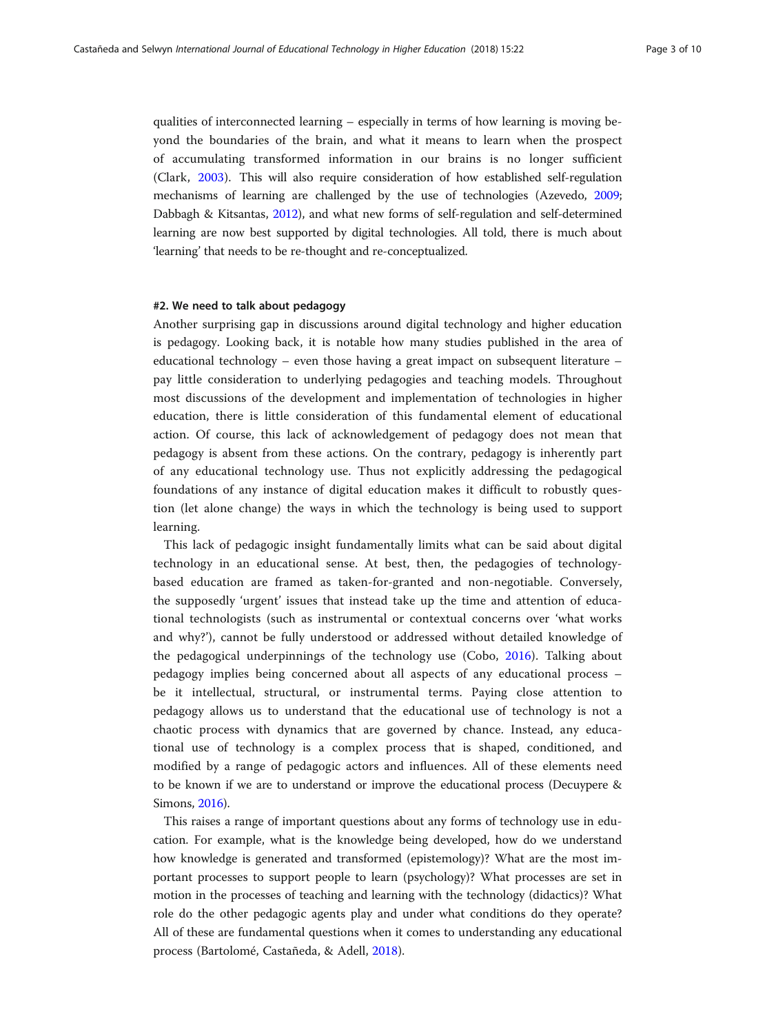qualities of interconnected learning – especially in terms of how learning is moving beyond the boundaries of the brain, and what it means to learn when the prospect of accumulating transformed information in our brains is no longer sufficient (Clark, 2003). This will also require consideration of how established self-regulation mechanisms of learning are challenged by the use of technologies (Azevedo, 2009; Dabbagh & Kitsantas, 2012), and what new forms of self-regulation and self-determined learning are now best supported by digital technologies. All told, there is much about 'learning' that needs to be re-thought and re-conceptualized.

#### #2. We need to talk about pedagogy

Another surprising gap in discussions around digital technology and higher education is pedagogy. Looking back, it is notable how many studies published in the area of educational technology – even those having a great impact on subsequent literature – pay little consideration to underlying pedagogies and teaching models. Throughout most discussions of the development and implementation of technologies in higher education, there is little consideration of this fundamental element of educational action. Of course, this lack of acknowledgement of pedagogy does not mean that pedagogy is absent from these actions. On the contrary, pedagogy is inherently part of any educational technology use. Thus not explicitly addressing the pedagogical foundations of any instance of digital education makes it difficult to robustly question (let alone change) the ways in which the technology is being used to support learning.

This lack of pedagogic insight fundamentally limits what can be said about digital technology in an educational sense. At best, then, the pedagogies of technology-based education are framed as taken-for-granted and non-negotiable. Conversely, the supposedly 'urgent' issues that instead take up the time and attention of educational technologists (such as instrumental or contextual concerns over 'what works and why?'), cannot be fully understood or addressed without detailed knowledge of the pedagogical underpinnings of the technology use (Cobo, 2016). Talking about pedagogy implies being concerned about all aspects of any educational process – be it intellectual, structural, or instrumental terms. Paying close attention to pedagogy allows us to understand that the educational use of technology is not a chaotic process with dynamics that are governed by chance. Instead, any educational use of technology is a complex process that is shaped, conditioned, and modified by a range of pedagogic actors and influences. All of these elements need to be known if we are to understand or improve the educational process (Decuypere & Simons, 2016).

This raises a range of important questions about any forms of technology use in education. For example, what is the knowledge being developed, how do we understand how knowledge is generated and transformed (epistemology)? What are the most important processes to support people to learn (psychology)? What processes are set in motion in the processes of teaching and learning with the technology (didactics)? What role do the other pedagogic agents play and under what conditions do they operate? All of these are fundamental questions when it comes to understanding any educational process (Bartolomé, Castañeda, & Adell, 2018).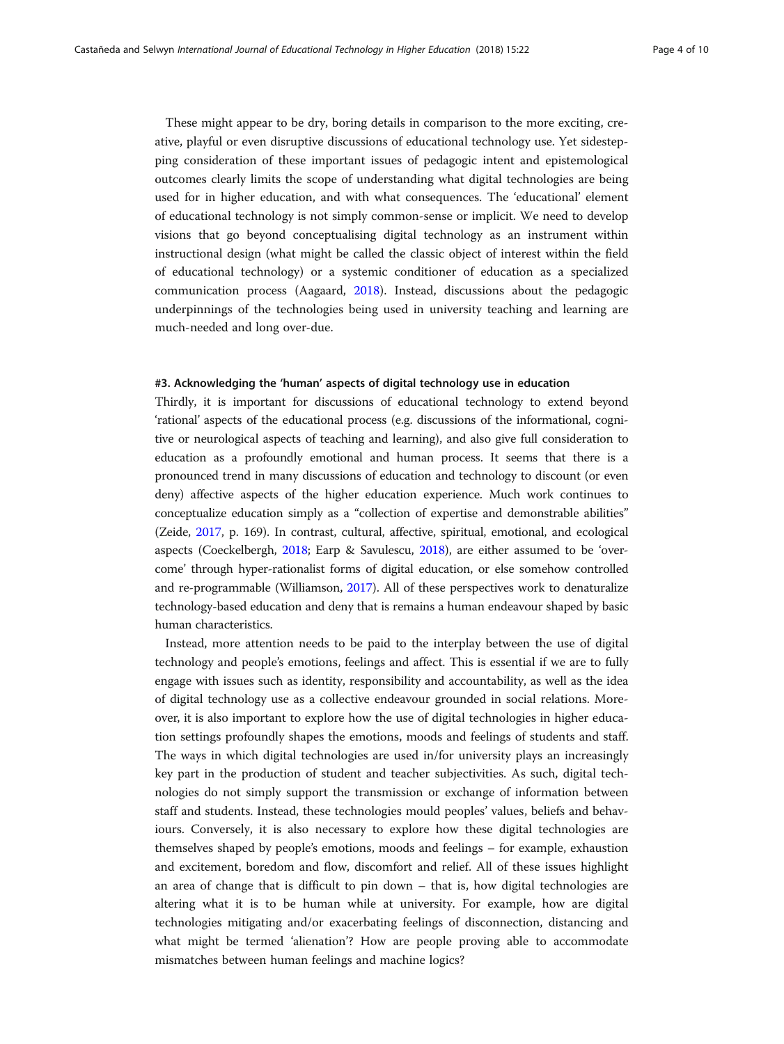These might appear to be dry, boring details in comparison to the more exciting, creative, playful or even disruptive discussions of educational technology use. Yet sidestepping consideration of these important issues of pedagogic intent and epistemological outcomes clearly limits the scope of understanding what digital technologies are being used for in higher education, and with what consequences. The 'educational' element of educational technology is not simply common-sense or implicit. We need to develop visions that go beyond conceptualising digital technology as an instrument within instructional design (what might be called the classic object of interest within the field of educational technology) or a systemic conditioner of education as a specialized communication process (Aagaard, 2018). Instead, discussions about the pedagogic underpinnings of the technologies being used in university teaching and learning are much-needed and long over-due.

#### #3. Acknowledging the 'human' aspects of digital technology use in education

Thirdly, it is important for discussions of educational technology to extend beyond 'rational' aspects of the educational process (e.g. discussions of the informational, cognitive or neurological aspects of teaching and learning), and also give full consideration to education as a profoundly emotional and human process. It seems that there is a pronounced trend in many discussions of education and technology to discount (or even deny) affective aspects of the higher education experience. Much work continues to conceptualize education simply as a "collection of expertise and demonstrable abilities" (Zeide, 2017, p. 169). In contrast, cultural, affective, spiritual, emotional, and ecological aspects (Coeckelbergh, 2018; Earp & Savulescu, 2018), are either assumed to be 'overcome' through hyper-rationalist forms of digital education, or else somehow controlled and re-programmable (Williamson, 2017). All of these perspectives work to denaturalize technology-based education and deny that is remains a human endeavour shaped by basic human characteristics.

Instead, more attention needs to be paid to the interplay between the use of digital technology and people's emotions, feelings and affect. This is essential if we are to fully engage with issues such as identity, responsibility and accountability, as well as the idea of digital technology use as a collective endeavour grounded in social relations. Moreover, it is also important to explore how the use of digital technologies in higher education settings profoundly shapes the emotions, moods and feelings of students and staff. The ways in which digital technologies are used in/for university plays an increasingly key part in the production of student and teacher subjectivities. As such, digital technologies do not simply support the transmission or exchange of information between staff and students. Instead, these technologies mould peoples' values, beliefs and behaviours. Conversely, it is also necessary to explore how these digital technologies are themselves shaped by people's emotions, moods and feelings – for example, exhaustion and excitement, boredom and flow, discomfort and relief. All of these issues highlight an area of change that is difficult to pin down – that is, how digital technologies are altering what it is to be human while at university. For example, how are digital technologies mitigating and/or exacerbating feelings of disconnection, distancing and what might be termed 'alienation'? How are people proving able to accommodate mismatches between human feelings and machine logics?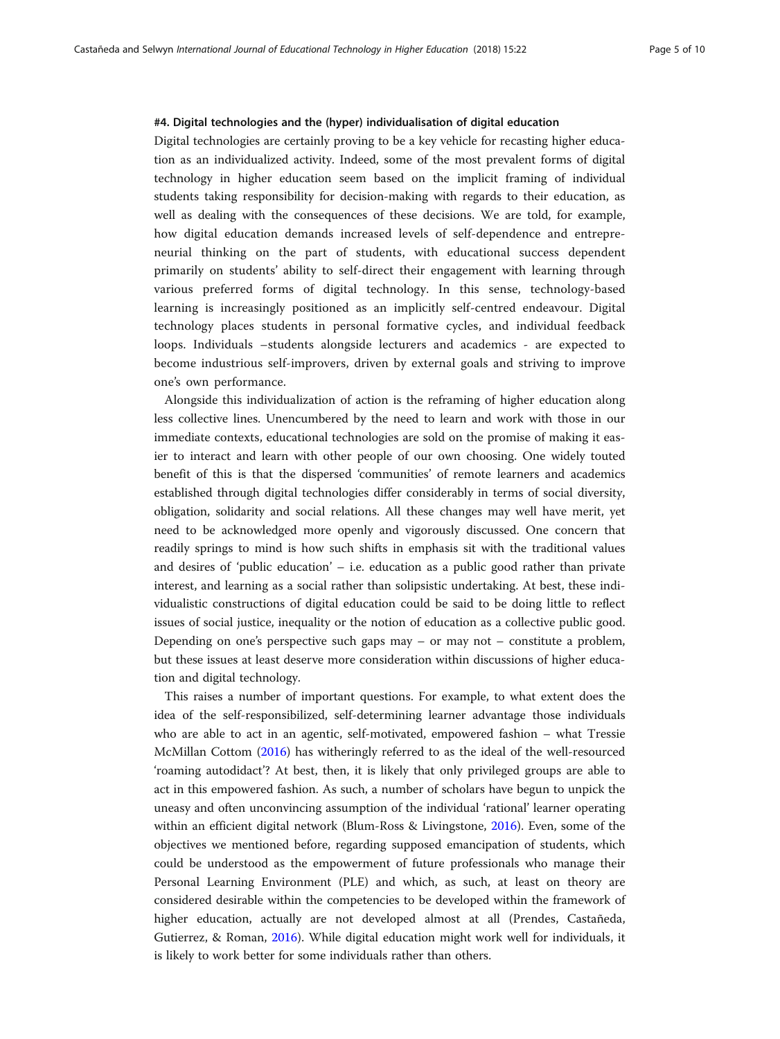#### #4. Digital technologies and the (hyper) individualisation of digital education

Digital technologies are certainly proving to be a key vehicle for recasting higher education as an individualized activity. Indeed, some of the most prevalent forms of digital technology in higher education seem based on the implicit framing of individual students taking responsibility for decision-making with regards to their education, as well as dealing with the consequences of these decisions. We are told, for example, how digital education demands increased levels of self-dependence and entrepreneurial thinking on the part of students, with educational success dependent primarily on students' ability to self-direct their engagement with learning through various preferred forms of digital technology. In this sense, technology-based learning is increasingly positioned as an implicitly self-centred endeavour. Digital technology places students in personal formative cycles, and individual feedback loops. Individuals –students alongside lecturers and academics - are expected to become industrious self-improvers, driven by external goals and striving to improve one's own performance.

Alongside this individualization of action is the reframing of higher education along less collective lines. Unencumbered by the need to learn and work with those in our immediate contexts, educational technologies are sold on the promise of making it easier to interact and learn with other people of our own choosing. One widely touted benefit of this is that the dispersed 'communities' of remote learners and academics established through digital technologies differ considerably in terms of social diversity, obligation, solidarity and social relations. All these changes may well have merit, yet need to be acknowledged more openly and vigorously discussed. One concern that readily springs to mind is how such shifts in emphasis sit with the traditional values and desires of 'public education' – i.e. education as a public good rather than private interest, and learning as a social rather than solipsistic undertaking. At best, these individualistic constructions of digital education could be said to be doing little to reflect issues of social justice, inequality or the notion of education as a collective public good. Depending on one's perspective such gaps may – or may not – constitute a problem, but these issues at least deserve more consideration within discussions of higher education and digital technology.

This raises a number of important questions. For example, to what extent does the idea of the self-responsibilized, self-determining learner advantage those individuals who are able to act in an agentic, self-motivated, empowered fashion – what Tressie McMillan Cottom (2016) has witheringly referred to as the ideal of the well-resourced 'roaming autodidact'? At best, then, it is likely that only privileged groups are able to act in this empowered fashion. As such, a number of scholars have begun to unpick the uneasy and often unconvincing assumption of the individual 'rational' learner operating within an efficient digital network (Blum-Ross & Livingstone, 2016). Even, some of the objectives we mentioned before, regarding supposed emancipation of students, which could be understood as the empowerment of future professionals who manage their Personal Learning Environment (PLE) and which, as such, at least on theory are considered desirable within the competencies to be developed within the framework of higher education, actually are not developed almost at all (Prendes, Castañeda, Gutierrez, & Roman, 2016). While digital education might work well for individuals, it is likely to work better for some individuals rather than others.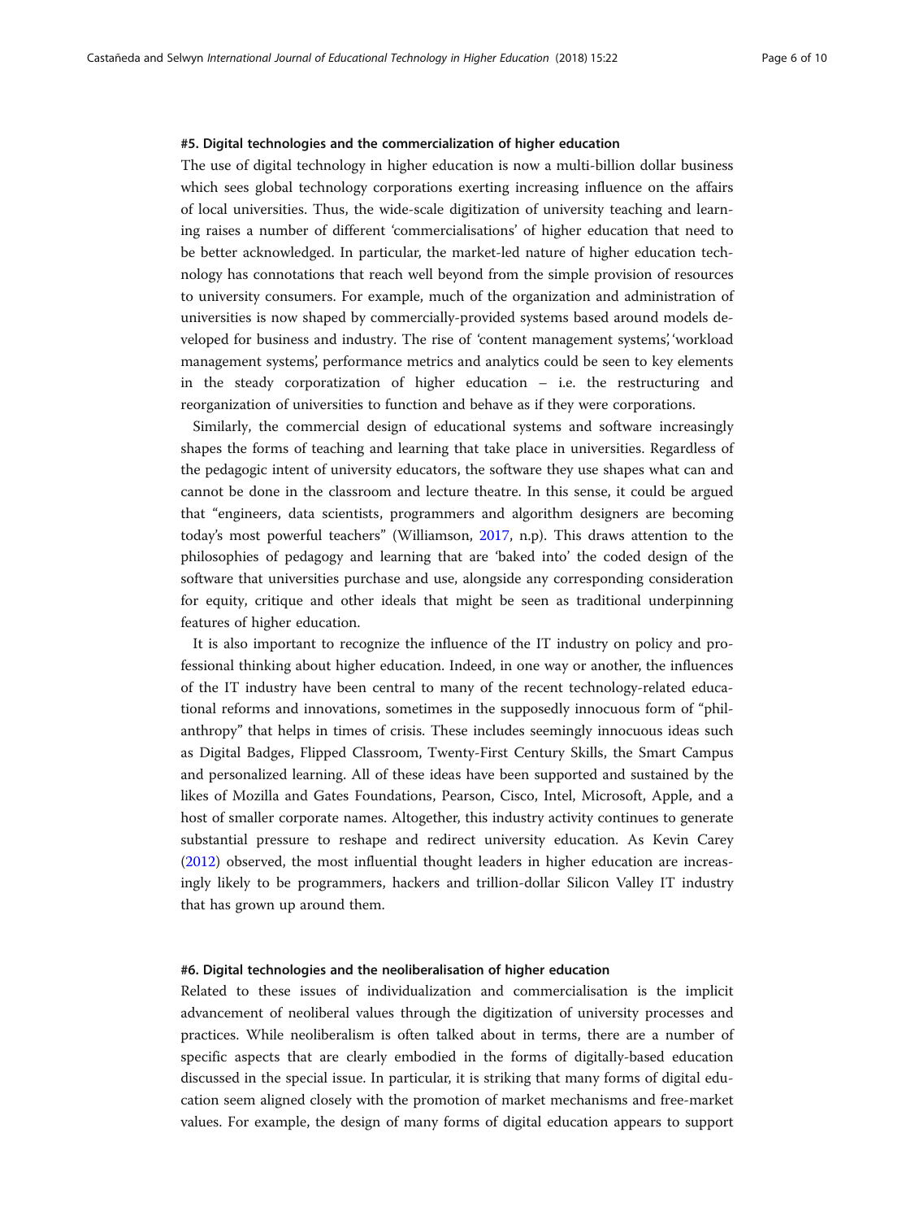#### #5. Digital technologies and the commercialization of higher education

The use of digital technology in higher education is now a multi-billion dollar business which sees global technology corporations exerting increasing influence on the affairs of local universities. Thus, the wide-scale digitization of university teaching and learning raises a number of different 'commercialisations' of higher education that need to be better acknowledged. In particular, the market-led nature of higher education technology has connotations that reach well beyond from the simple provision of resources to university consumers. For example, much of the organization and administration of universities is now shaped by commercially-provided systems based around models developed for business and industry. The rise of 'content management systems', 'workload management systems', performance metrics and analytics could be seen to key elements in the steady corporatization of higher education – i.e. the restructuring and reorganization of universities to function and behave as if they were corporations.

Similarly, the commercial design of educational systems and software increasingly shapes the forms of teaching and learning that take place in universities. Regardless of the pedagogic intent of university educators, the software they use shapes what can and cannot be done in the classroom and lecture theatre. In this sense, it could be argued that "engineers, data scientists, programmers and algorithm designers are becoming today's most powerful teachers" (Williamson, 2017, n.p). This draws attention to the philosophies of pedagogy and learning that are 'baked into' the coded design of the software that universities purchase and use, alongside any corresponding consideration for equity, critique and other ideals that might be seen as traditional underpinning features of higher education.

It is also important to recognize the influence of the IT industry on policy and professional thinking about higher education. Indeed, in one way or another, the influences of the IT industry have been central to many of the recent technology-related educational reforms and innovations, sometimes in the supposedly innocuous form of "philanthropy" that helps in times of crisis. These includes seemingly innocuous ideas such as Digital Badges, Flipped Classroom, Twenty-First Century Skills, the Smart Campus and personalized learning. All of these ideas have been supported and sustained by the likes of Mozilla and Gates Foundations, Pearson, Cisco, Intel, Microsoft, Apple, and a host of smaller corporate names. Altogether, this industry activity continues to generate substantial pressure to reshape and redirect university education. As Kevin Carey (2012) observed, the most influential thought leaders in higher education are increasingly likely to be programmers, hackers and trillion-dollar Silicon Valley IT industry that has grown up around them.

#### #6. Digital technologies and the neoliberalisation of higher education

Related to these issues of individualization and commercialisation is the implicit advancement of neoliberal values through the digitization of university processes and practices. While neoliberalism is often talked about in terms, there are a number of specific aspects that are clearly embodied in the forms of digitally-based education discussed in the special issue. In particular, it is striking that many forms of digital education seem aligned closely with the promotion of market mechanisms and free-market values. For example, the design of many forms of digital education appears to support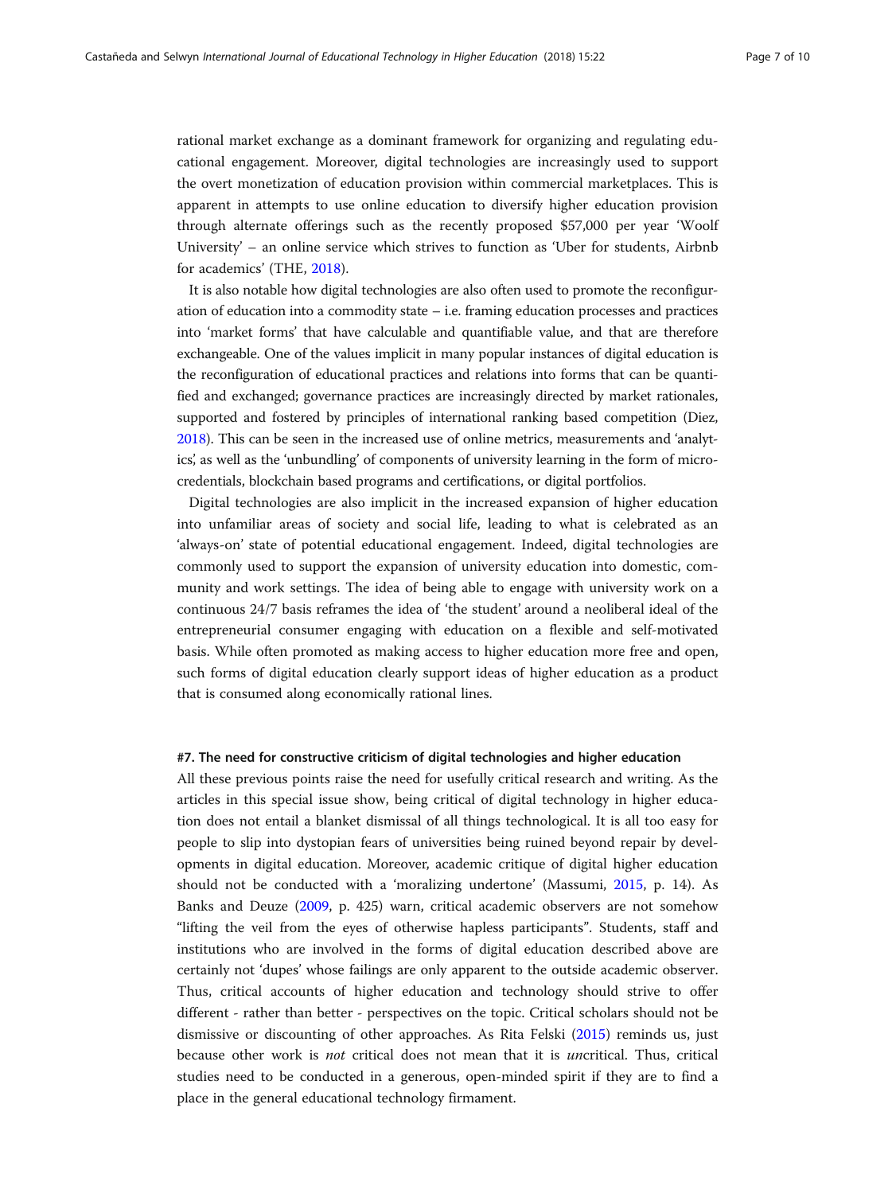rational market exchange as a dominant framework for organizing and regulating educational engagement. Moreover, digital technologies are increasingly used to support the overt monetization of education provision within commercial marketplaces. This is apparent in attempts to use online education to diversify higher education provision through alternate offerings such as the recently proposed $57,000 per year 'Woolf University' – an online service which strives to function as 'Uber for students, Airbnb for academics' (THE, 2018).

It is also notable how digital technologies are also often used to promote the reconfiguration of education into a commodity state – i.e. framing education processes and practices into 'market forms' that have calculable and quantifiable value, and that are therefore exchangeable. One of the values implicit in many popular instances of digital education is the reconfiguration of educational practices and relations into forms that can be quantified and exchanged; governance practices are increasingly directed by market rationales, supported and fostered by principles of international ranking based competition (Diez, 2018). This can be seen in the increased use of online metrics, measurements and 'analytics', as well as the 'unbundling' of components of university learning in the form of micro-credentials, blockchain based programs and certifications, or digital portfolios.

Digital technologies are also implicit in the increased expansion of higher education into unfamiliar areas of society and social life, leading to what is celebrated as an 'always-on' state of potential educational engagement. Indeed, digital technologies are commonly used to support the expansion of university education into domestic, community and work settings. The idea of being able to engage with university work on a continuous 24/7 basis reframes the idea of 'the student' around a neoliberal ideal of the entrepreneurial consumer engaging with education on a flexible and self-motivated basis. While often promoted as making access to higher education more free and open, such forms of digital education clearly support ideas of higher education as a product that is consumed along economically rational lines.

#### #7. The need for constructive criticism of digital technologies and higher education

All these previous points raise the need for usefully critical research and writing. As the articles in this special issue show, being critical of digital technology in higher education does not entail a blanket dismissal of all things technological. It is all too easy for people to slip into dystopian fears of universities being ruined beyond repair by developments in digital education. Moreover, academic critique of digital higher education should not be conducted with a 'moralizing undertone' (Massumi, 2015, p. 14). As Banks and Deuze (2009, p. 425) warn, critical academic observers are not somehow "lifting the veil from the eyes of otherwise hapless participants". Students, staff and institutions who are involved in the forms of digital education described above are certainly not 'dupes' whose failings are only apparent to the outside academic observer. Thus, critical accounts of higher education and technology should strive to offer different - rather than better - perspectives on the topic. Critical scholars should not be dismissive or discounting of other approaches. As Rita Felski (2015) reminds us, just because other work is *not* critical does not mean that it is *un*critical. Thus, critical studies need to be conducted in a generous, open-minded spirit if they are to find a place in the general educational technology firmament.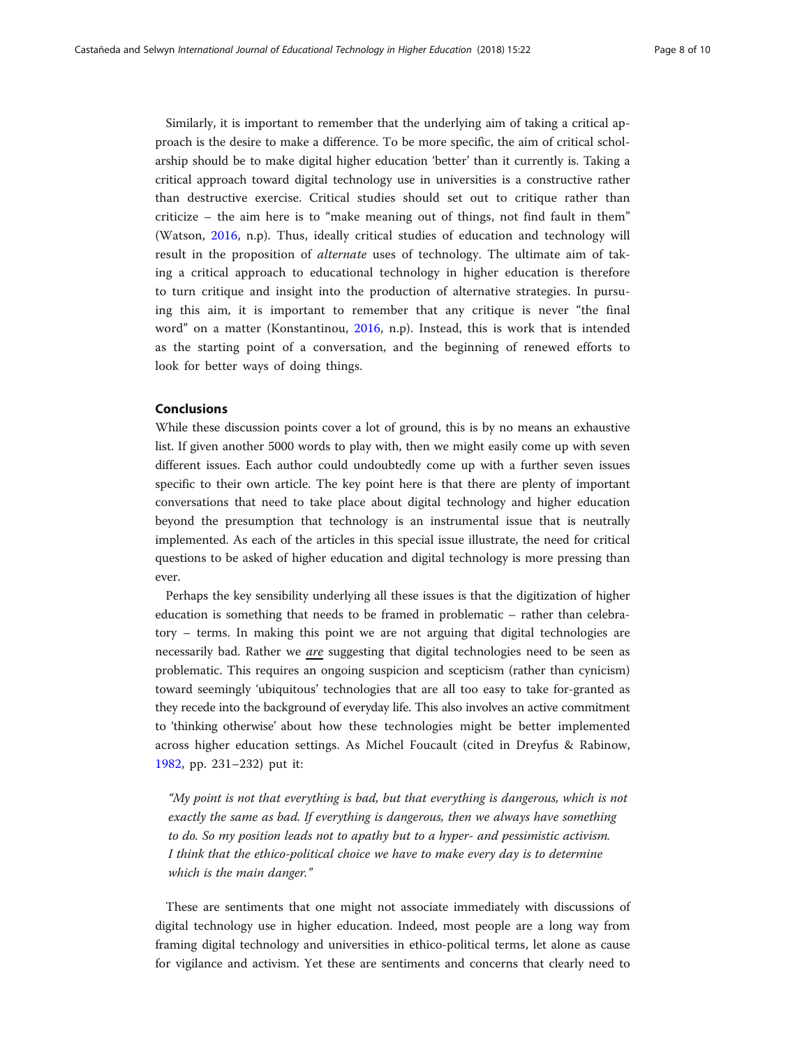Similarly, it is important to remember that the underlying aim of taking a critical approach is the desire to make a difference. To be more specific, the aim of critical scholarship should be to make digital higher education 'better' than it currently is. Taking a critical approach toward digital technology use in universities is a constructive rather than destructive exercise. Critical studies should set out to critique rather than criticize – the aim here is to "make meaning out of things, not find fault in them" (Watson, 2016, n.p). Thus, ideally critical studies of education and technology will result in the proposition of *alternate* uses of technology. The ultimate aim of taking a critical approach to educational technology in higher education is therefore to turn critique and insight into the production of alternative strategies. In pursuing this aim, it is important to remember that any critique is never "the final word" on a matter (Konstantinou, 2016, n.p). Instead, this is work that is intended as the starting point of a conversation, and the beginning of renewed efforts to look for better ways of doing things.

## Conclusions

While these discussion points cover a lot of ground, this is by no means an exhaustive list. If given another 5000 words to play with, then we might easily come up with seven different issues. Each author could undoubtedly come up with a further seven issues specific to their own article. The key point here is that there are plenty of important conversations that need to take place about digital technology and higher education beyond the presumption that technology is an instrumental issue that is neutrally implemented. As each of the articles in this special issue illustrate, the need for critical questions to be asked of higher education and digital technology is more pressing than ever.

Perhaps the key sensibility underlying all these issues is that the digitization of higher education is something that needs to be framed in problematic – rather than celebratory – terms. In making this point we are not arguing that digital technologies are necessarily bad. Rather we *are* suggesting that digital technologies need to be seen as problematic. This requires an ongoing suspicion and scepticism (rather than cynicism) toward seemingly 'ubiquitous' technologies that are all too easy to take for-granted as they recede into the background of everyday life. This also involves an active commitment to 'thinking otherwise' about how these technologies might be better implemented across higher education settings. As Michel Foucault (cited in Dreyfus & Rabinow, 1982, pp. 231–232) put it:

> *"My point is not that everything is bad, but that everything is dangerous, which is not exactly the same as bad. If everything is dangerous, then we always have something to do. So my position leads not to apathy but to a hyper- and pessimistic activism. I think that the ethico-political choice we have to make every day is to determine which is the main danger."*

These are sentiments that one might not associate immediately with discussions of digital technology use in higher education. Indeed, most people are a long way from framing digital technology and universities in ethico-political terms, let alone as cause for vigilance and activism. Yet these are sentiments and concerns that clearly need to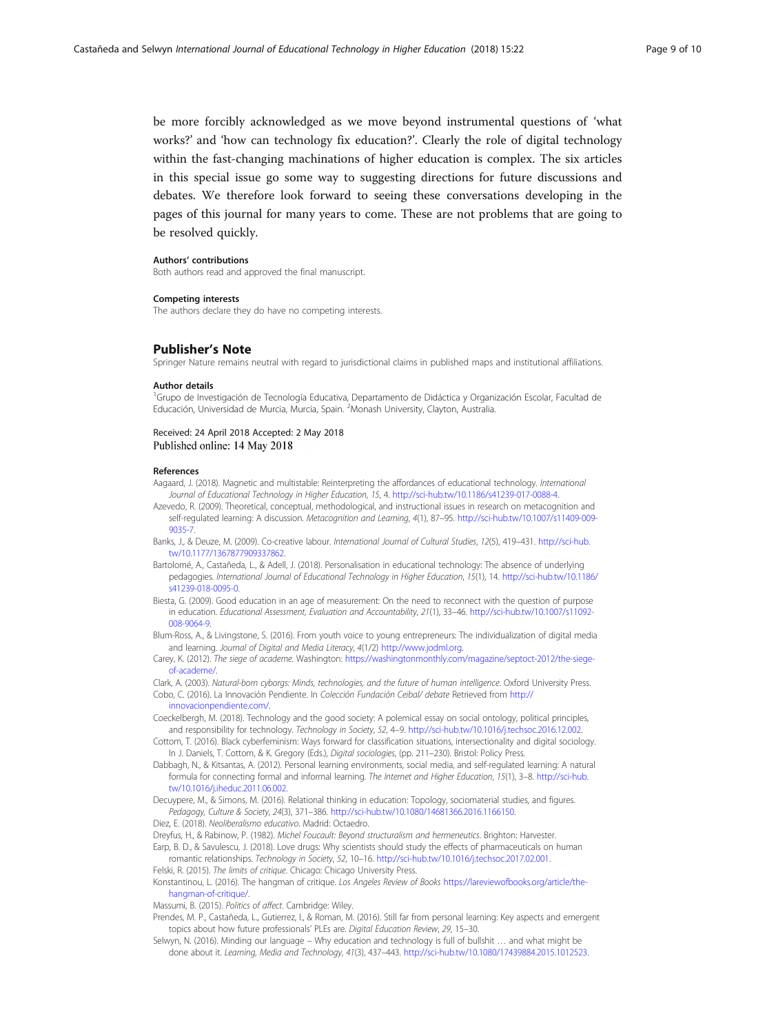be more forcibly acknowledged as we move beyond instrumental questions of 'what works?' and 'how can technology fix education?'. Clearly the role of digital technology within the fast-changing machinations of higher education is complex. The six articles in this special issue go some way to suggesting directions for future discussions and debates. We therefore look forward to seeing these conversations developing in the pages of this journal for many years to come. These are not problems that are going to be resolved quickly.

#### Authors' contributions

Both authors read and approved the final manuscript.

#### Competing interests

The authors declare they do have no competing interests.

## Publisher's Note

Springer Nature remains neutral with regard to jurisdictional claims in published maps and institutional affiliations.

#### Author details

[1]Grupo de Investigación de Tecnología Educativa, Departamento de Didáctica y Organización Escolar, Facultad de Educación, Universidad de Murcia, Murcia, Spain. [2]Monash University, Clayton, Australia.

Received: 24 April 2018 Accepted: 2 May 2018
Published online: 14 May 2018

#### References

Aagaard, J. (2018). Magnetic and multistable: Reinterpreting the affordances of educational technology. *International Journal of Educational Technology in Higher Education*, *15*, 4. http://sci-hub.tw/10.1186/s41239-017-0088-4.

Azevedo, R. (2009). Theoretical, conceptual, methodological, and instructional issues in research on metacognition and self-regulated learning: A discussion. *Metacognition and Learning*, *4*(1), 87–95. http://sci-hub.tw/10.1007/s11409-009-9035-7.

Banks, J., & Deuze, M. (2009). Co-creative labour. *International Journal of Cultural Studies*, *12*(5), 419–431. http://sci-hub.tw/10.1177/1367877909337862.

Bartolomé, A., Castañeda, L., & Adell, J. (2018). Personalisation in educational technology: The absence of underlying pedagogies. *International Journal of Educational Technology in Higher Education*, *15*(1), 14. http://sci-hub.tw/10.1186/s41239-018-0095-0.

Biesta, G. (2009). Good education in an age of measurement: On the need to reconnect with the question of purpose in education. *Educational Assessment, Evaluation and Accountability*, *21*(1), 33–46. http://sci-hub.tw/10.1007/s11092-008-9064-9.

Blum-Ross, A., & Livingstone, S. (2016). From youth voice to young entrepreneurs: The individualization of digital media and learning. *Journal of Digital and Media Literacy*, *4*(1/2) http://www.jodml.org.

Carey, K. (2012). *The siege of academe*. Washington: https://washingtonmonthly.com/magazine/septoct-2012/the-siege-of-academe/.

Clark, A. (2003). *Natural-born cyborgs: Minds, technologies, and the future of human intelligence*. Oxford University Press.

Cobo, C. (2016). La Innovación Pendiente. In *Colección Fundación Ceibal/ debate* Retrieved from http://innovacionpendiente.com/.

Coeckelbergh, M. (2018). Technology and the good society: A polemical essay on social ontology, political principles, and responsibility for technology. *Technology in Society*, *52*, 4–9. http://sci-hub.tw/10.1016/j.techsoc.2016.12.002.

Cottom, T. (2016). Black cyberfeminism: Ways forward for classification situations, intersectionality and digital sociology. In J. Daniels, T. Cottom, & K. Gregory (Eds.), *Digital sociologies*, (pp. 211–230). Bristol: Policy Press.

Dabbagh, N., & Kitsantas, A. (2012). Personal learning environments, social media, and self-regulated learning: A natural formula for connecting formal and informal learning. *The Internet and Higher Education*, *15*(1), 3–8. http://sci-hub.tw/10.1016/j.iheduc.2011.06.002.

Decuypere, M., & Simons, M. (2016). Relational thinking in education: Topology, sociomaterial studies, and figures. *Pedagogy, Culture & Society*, *24*(3), 371–386. http://sci-hub.tw/10.1080/14681366.2016.1166150.

Diez, E. (2018). *Neoliberalismo educativo*. Madrid: Octaedro.

Dreyfus, H., & Rabinow, P. (1982). *Michel Foucault: Beyond structuralism and hermeneutics*. Brighton: Harvester.

Earp, B. D., & Savulescu, J. (2018). Love drugs: Why scientists should study the effects of pharmaceuticals on human romantic relationships. *Technology in Society*, *52*, 10–16. http://sci-hub.tw/10.1016/j.techsoc.2017.02.001.

Felski, R. (2015). *The limits of critique*. Chicago: Chicago University Press.

Konstantinou, L. (2016). The hangman of critique. *Los Angeles Review of Books* https://lareviewofbooks.org/article/the-hangman-of-critique/.

Massumi, B. (2015). *Politics of affect*. Cambridge: Wiley.

Prendes, M. P., Castañeda, L., Gutierrez, I., & Roman, M. (2016). Still far from personal learning: Key aspects and emergent topics about how future professionals' PLEs are. *Digital Education Review*, *29*, 15–30.

Selwyn, N. (2016). Minding our language – Why education and technology is full of bullshit … and what might be done about it. *Learning, Media and Technology*, *41*(3), 437–443. http://sci-hub.tw/10.1080/17439884.2015.1012523.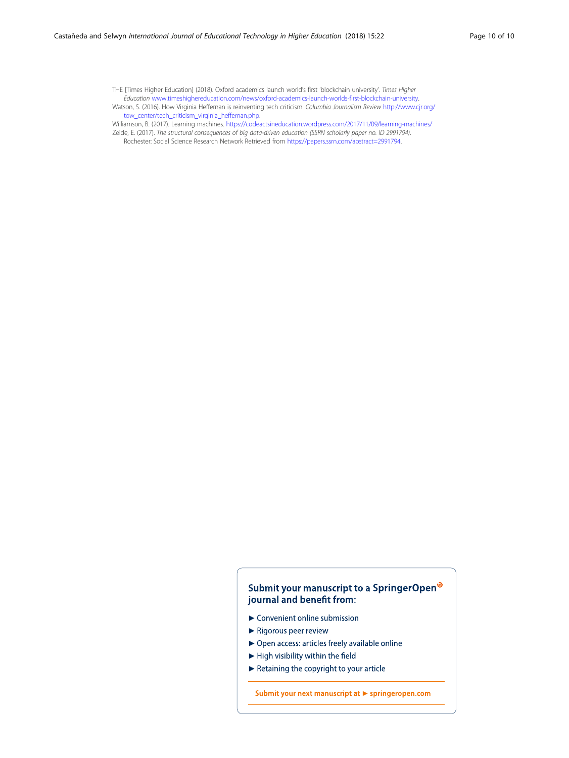THE [Times Higher Education] (2018). Oxford academics launch world's first 'blockchain university'. *Times Higher Education* www.timeshighereducation.com/news/oxford-academics-launch-worlds-first-blockchain-university.

Watson, S. (2016). How Virginia Heffernan is reinventing tech criticism. *Columbia Journalism Review* http://www.cjr.org/tow_center/tech_criticism_virginia_heffernan.php.

Williamson, B. (2017). Learning machines. https://codeactsineducation.wordpress.com/2017/11/09/learning-machines/

Zeide, E. (2017). *The structural consequences of big data-driven education (SSRN scholarly paper no. ID 2991794)*. Rochester: Social Science Research Network Retrieved from https://papers.ssrn.com/abstract=2991794.

**Submit your manuscript to a SpringerOpen journal and benefit from:**

- ► Convenient online submission
- ► Rigorous peer review
- ► Open access: articles freely available online
- ► High visibility within the field
- ► Retaining the copyright to your article

**Submit your next manuscript at ► springeropen.com**